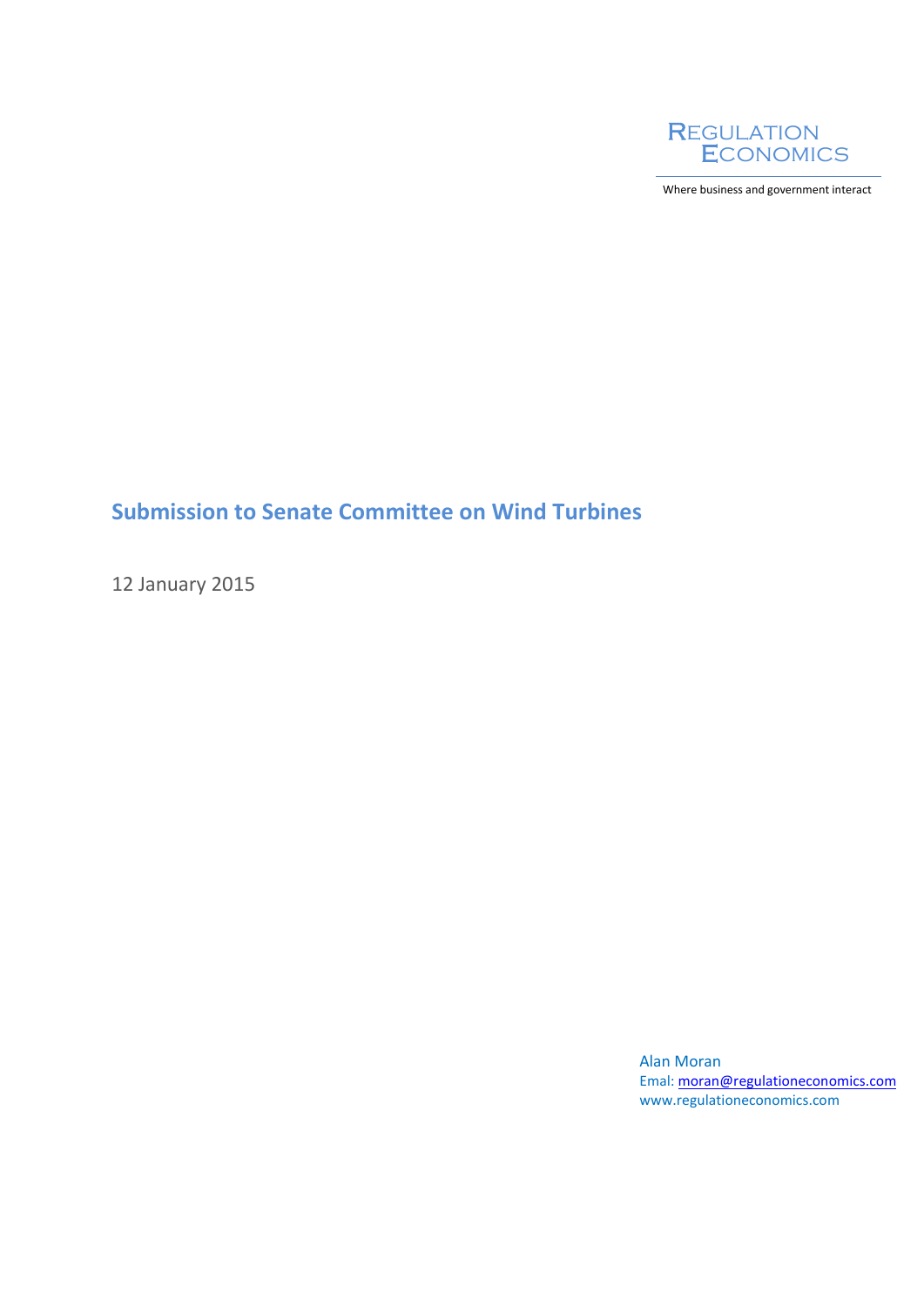REGULATION ECONOMICS

Where business and government interact

# Submission to Senate Committee on Wind Turbines

12 January 2015

Alan Moran
Emal: moran@regulationeconomics.com
www.regulationeconomics.com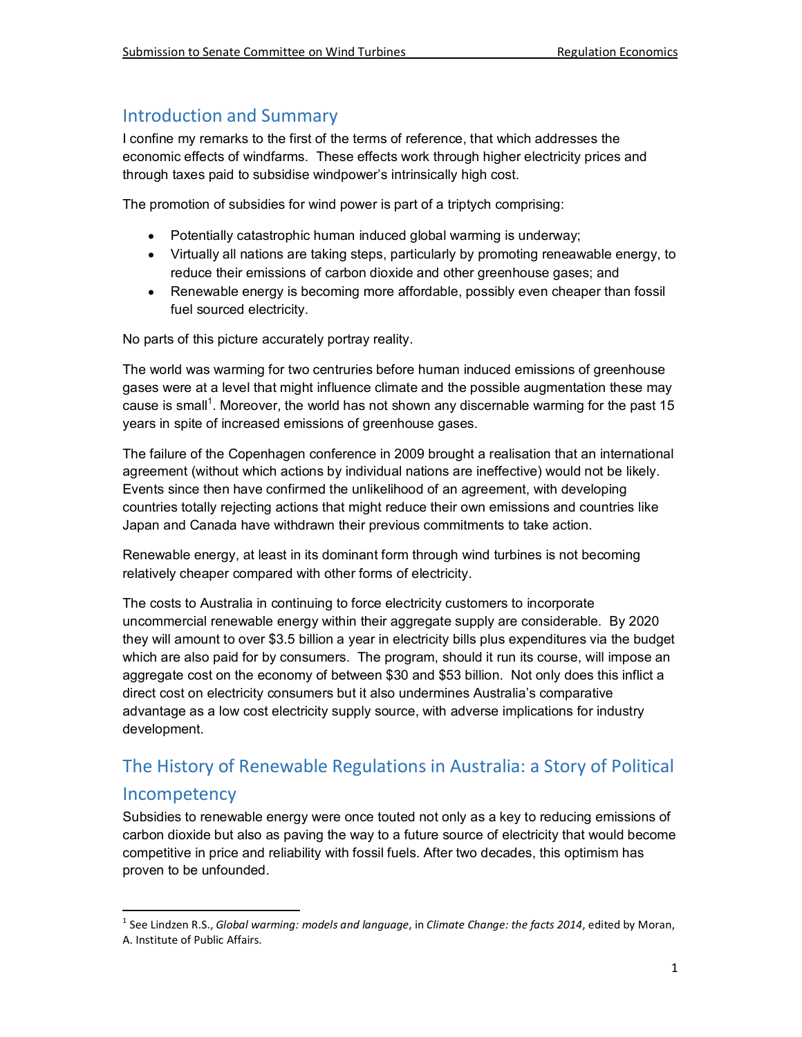## Introduction and Summary

I confine my remarks to the first of the terms of reference, that which addresses the economic effects of windfarms. These effects work through higher electricity prices and through taxes paid to subsidise windpower's intrinsically high cost.

The promotion of subsidies for wind power is part of a triptych comprising:

- Potentially catastrophic human induced global warming is underway;
- Virtually all nations are taking steps, particularly by promoting reneawable energy, to reduce their emissions of carbon dioxide and other greenhouse gases; and
- Renewable energy is becoming more affordable, possibly even cheaper than fossil fuel sourced electricity.

No parts of this picture accurately portray reality.

The world was warming for two centruries before human induced emissions of greenhouse gases were at a level that might influence climate and the possible augmentation these may cause is small[1]. Moreover, the world has not shown any discernable warming for the past 15 years in spite of increased emissions of greenhouse gases.

The failure of the Copenhagen conference in 2009 brought a realisation that an international agreement (without which actions by individual nations are ineffective) would not be likely. Events since then have confirmed the unlikelihood of an agreement, with developing countries totally rejecting actions that might reduce their own emissions and countries like Japan and Canada have withdrawn their previous commitments to take action.

Renewable energy, at least in its dominant form through wind turbines is not becoming relatively cheaper compared with other forms of electricity.

The costs to Australia in continuing to force electricity customers to incorporate uncommercial renewable energy within their aggregate supply are considerable. By 2020 they will amount to over $3.5 billion a year in electricity bills plus expenditures via the budget which are also paid for by consumers. The program, should it run its course, will impose an aggregate cost on the economy of between $30 and $53 billion. Not only does this inflict a direct cost on electricity consumers but it also undermines Australia's comparative advantage as a low cost electricity supply source, with adverse implications for industry development.

## The History of Renewable Regulations in Australia: a Story of Political Incompetency

Subsidies to renewable energy were once touted not only as a key to reducing emissions of carbon dioxide but also as paving the way to a future source of electricity that would become competitive in price and reliability with fossil fuels. After two decades, this optimism has proven to be unfounded.

---

[1] See Lindzen R.S., *Global warming: models and language*, in *Climate Change: the facts 2014*, edited by Moran, A. Institute of Public Affairs.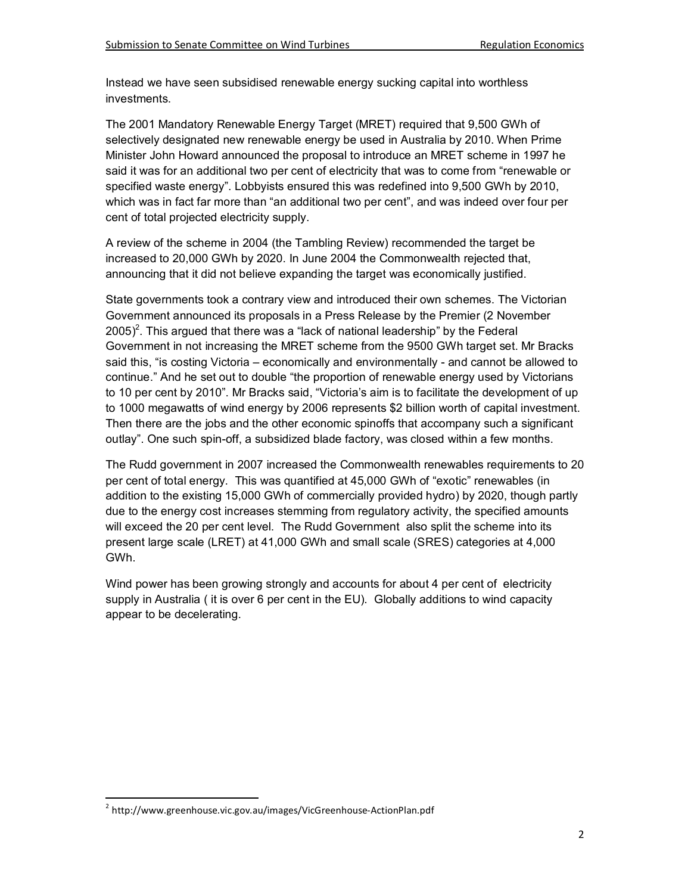Instead we have seen subsidised renewable energy sucking capital into worthless investments.

The 2001 Mandatory Renewable Energy Target (MRET) required that 9,500 GWh of selectively designated new renewable energy be used in Australia by 2010. When Prime Minister John Howard announced the proposal to introduce an MRET scheme in 1997 he said it was for an additional two per cent of electricity that was to come from "renewable or specified waste energy". Lobbyists ensured this was redefined into 9,500 GWh by 2010, which was in fact far more than "an additional two per cent", and was indeed over four per cent of total projected electricity supply.

A review of the scheme in 2004 (the Tambling Review) recommended the target be increased to 20,000 GWh by 2020. In June 2004 the Commonwealth rejected that, announcing that it did not believe expanding the target was economically justified.

State governments took a contrary view and introduced their own schemes. The Victorian Government announced its proposals in a Press Release by the Premier (2 November 2005)[2]. This argued that there was a "lack of national leadership" by the Federal Government in not increasing the MRET scheme from the 9500 GWh target set. Mr Bracks said this, "is costing Victoria – economically and environmentally - and cannot be allowed to continue." And he set out to double "the proportion of renewable energy used by Victorians to 10 per cent by 2010". Mr Bracks said, "Victoria's aim is to facilitate the development of up to 1000 megawatts of wind energy by 2006 represents $2 billion worth of capital investment. Then there are the jobs and the other economic spinoffs that accompany such a significant outlay". One such spin-off, a subsidized blade factory, was closed within a few months.

The Rudd government in 2007 increased the Commonwealth renewables requirements to 20 per cent of total energy. This was quantified at 45,000 GWh of "exotic" renewables (in addition to the existing 15,000 GWh of commercially provided hydro) by 2020, though partly due to the energy cost increases stemming from regulatory activity, the specified amounts will exceed the 20 per cent level. The Rudd Government also split the scheme into its present large scale (LRET) at 41,000 GWh and small scale (SRES) categories at 4,000 GWh.

Wind power has been growing strongly and accounts for about 4 per cent of electricity supply in Australia ( it is over 6 per cent in the EU). Globally additions to wind capacity appear to be decelerating.

---

[2] http://www.greenhouse.vic.gov.au/images/VicGreenhouse-ActionPlan.pdf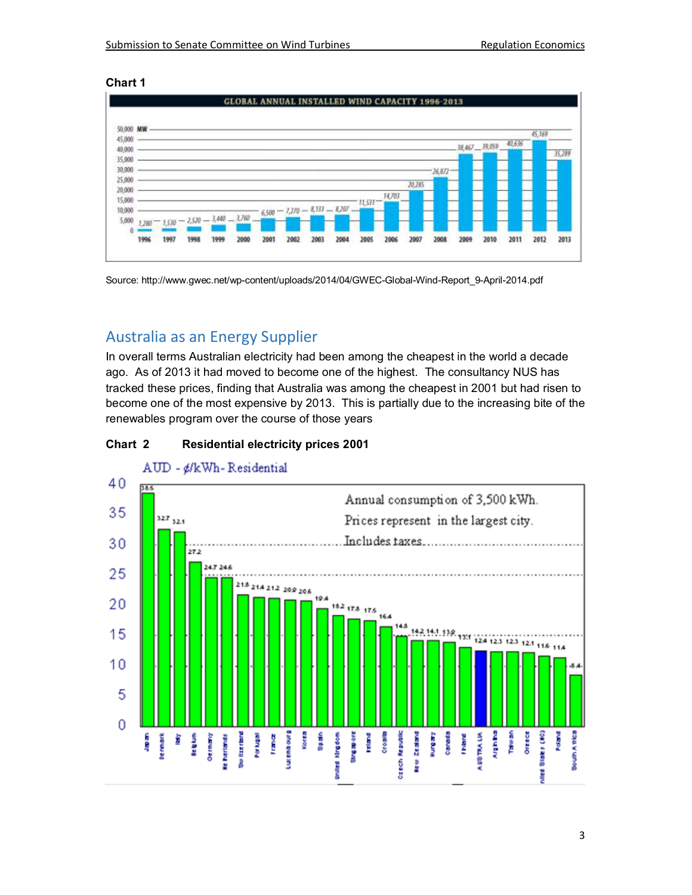**Chart 1**

GLOBAL ANNUAL INSTALLED WIND CAPACITY 1996-2013

| Year | MW |
|---|---|
| 1996 | 1,280 |
| 1997 | 1,530 |
| 1998 | 2,520 |
| 1999 | 3,440 |
| 2000 | 3,760 |
| 2001 | 6,500 |
| 2002 | 7,270 |
| 2003 | 8,133 |
| 2004 | 8,207 |
| 2005 | 11,531 |
| 2006 | 14,703 |
| 2007 | 20,285 |
| 2008 | 26,872 |
| 2009 | 38,467 |
| 2010 | 39,059 |
| 2011 | 40,636 |
| 2012 | 45,169 |
| 2013 | 35,289 |

Source: http://www.gwec.net/wp-content/uploads/2014/04/GWEC-Global-Wind-Report_9-April-2014.pdf

## Australia as an Energy Supplier

In overall terms Australian electricity had been among the cheapest in the world a decade ago. As of 2013 it had moved to become one of the highest. The consultancy NUS has tracked these prices, finding that Australia was among the cheapest in 2001 but had risen to become one of the most expensive by 2013. This is partially due to the increasing bite of the renewables program over the course of those years

**Chart 2 Residential electricity prices 2001**

AUD - ¢/kWh - Residential

Annual consumption of 3,500 kWh. Prices represent in the largest city. Includes taxes.

| Country | ¢/kWh |
|---|---|
| Japan | 38.5 |
| Denmark | 32.7 |
| Italy | 32.1 |
| Belgium | 27.2 |
| Germany | 24.7 |
| Netherlands | 24.6 |
| Switzerland | 21.8 |
| Portugal | 21.4 |
| France | 21.2 |
| Luxembourg | 20.9 |
| Korea | 20.6 |
| Spain | 19.4 |
| United Kingdom | 18.2 |
| Singapore | 17.8 |
| Ireland | 17.5 |
| Croatia | 16.4 |
| Czech Republic | 14.8 |
| New Zealand | 14.2 |
| Hungary | 14.1 |
| Canada | 13.9 |
| Finland | 13.1 |
| AUSTRALIA | 12.4 |
| Argentina | 12.3 |
| Taiwan | 12.3 |
| Greece | 12.1 |
| United States (NC) | 11.6 |
| Poland | 11.4 |
| South Africa | 8.4 |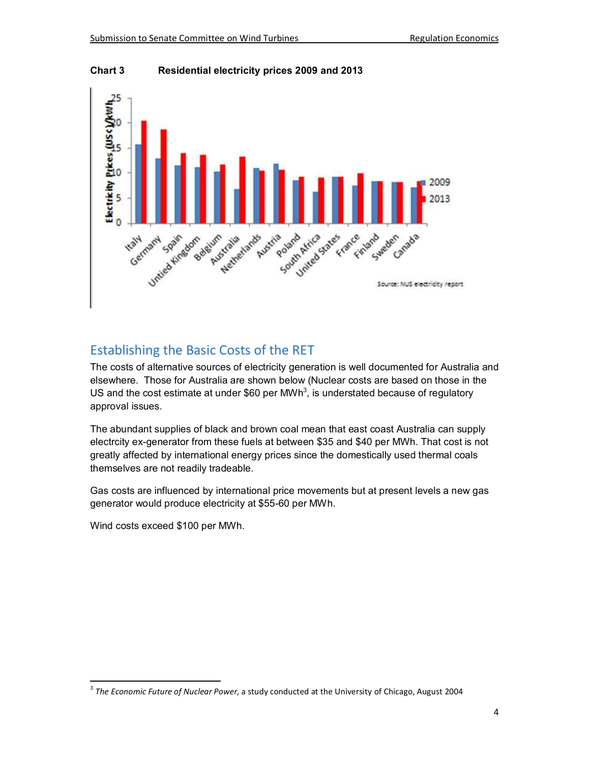**Chart 3 Residential electricity prices 2009 and 2013**

## Establishing the Basic Costs of the RET

The costs of alternative sources of electricity generation is well documented for Australia and elsewhere. Those for Australia are shown below (Nuclear costs are based on those in the US and the cost estimate at under $60 per MWh[3], is understated because of regulatory approval issues.

The abundant supplies of black and brown coal mean that east coast Australia can supply electrcity ex-generator from these fuels at between $35 and $40 per MWh. That cost is not greatly affected by international energy prices since the domestically used thermal coals themselves are not readily tradeable.

Gas costs are influenced by international price movements but at present levels a new gas generator would produce electricity at $55-60 per MWh.

Wind costs exceed $100 per MWh.

---

[3] *The Economic Future of Nuclear Power*, a study conducted at the University of Chicago, August 2004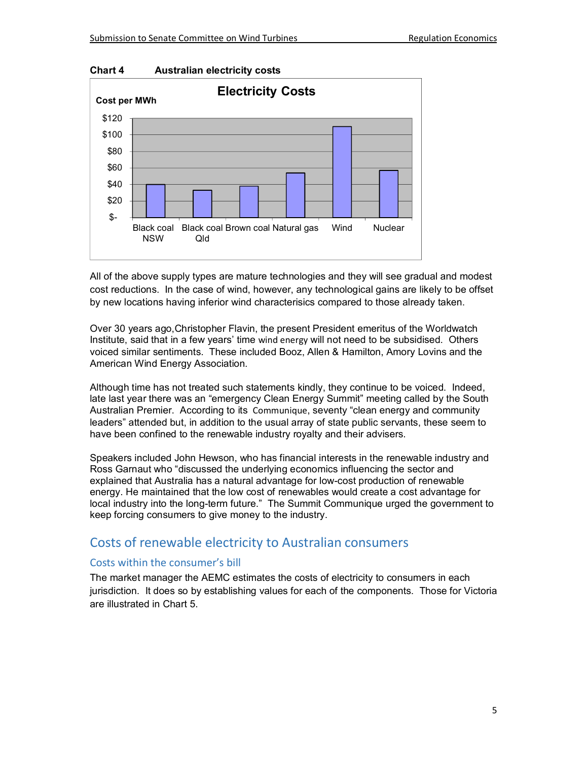**Chart 4 Australian electricity costs**

All of the above supply types are mature technologies and they will see gradual and modest cost reductions. In the case of wind, however, any technological gains are likely to be offset by new locations having inferior wind characterisics compared to those already taken.

Over 30 years ago,Christopher Flavin, the present President emeritus of the Worldwatch Institute, said that in a few years' time wind energy will not need to be subsidised. Others voiced similar sentiments. These included Booz, Allen & Hamilton, Amory Lovins and the American Wind Energy Association.

Although time has not treated such statements kindly, they continue to be voiced. Indeed, late last year there was an "emergency Clean Energy Summit" meeting called by the South Australian Premier. According to its Communique, seventy "clean energy and community leaders" attended but, in addition to the usual array of state public servants, these seem to have been confined to the renewable industry royalty and their advisers.

Speakers included John Hewson, who has financial interests in the renewable industry and Ross Garnaut who "discussed the underlying economics influencing the sector and explained that Australia has a natural advantage for low-cost production of renewable energy. He maintained that the low cost of renewables would create a cost advantage for local industry into the long-term future." The Summit Communique urged the government to keep forcing consumers to give money to the industry.

## Costs of renewable electricity to Australian consumers

### Costs within the consumer's bill

The market manager the AEMC estimates the costs of electricity to consumers in each jurisdiction. It does so by establishing values for each of the components. Those for Victoria are illustrated in Chart 5.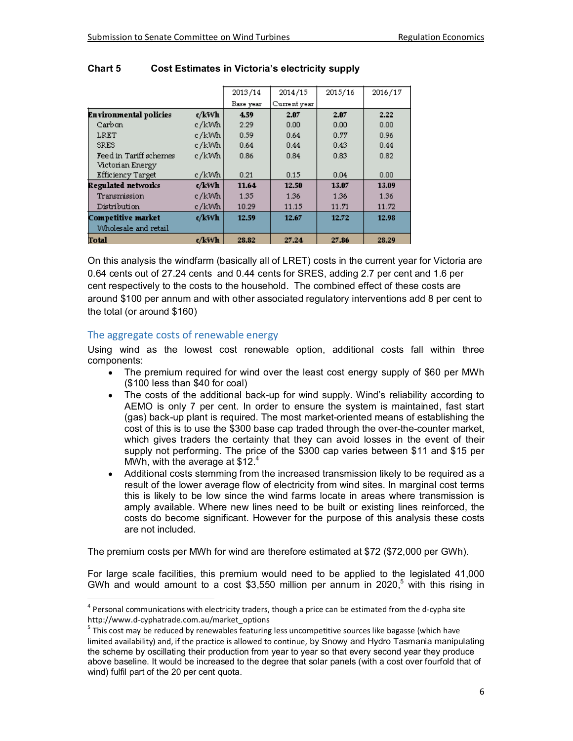**Chart 5 Cost Estimates in Victoria's electricity supply**

| | | 2013/14 Base year | 2014/15 Current year | 2015/16 | 2016/17 |
|---|---|---|---|---|---|
| **Environmental policies** | **c/kWh** | **4.59** | **2.07** | **2.07** | **2.22** |
| Carbon | c/kWh | 2.29 | 0.00 | 0.00 | 0.00 |
| LRET | c/kWh | 0.59 | 0.64 | 0.77 | 0.96 |
| SRES | c/kWh | 0.64 | 0.44 | 0.43 | 0.44 |
| Feed in Tariff schemes | c/kWh | 0.86 | 0.84 | 0.83 | 0.82 |
| Victorian Energy Efficiency Target | c/kWh | 0.21 | 0.15 | 0.04 | 0.00 |
| **Regulated networks** | **c/kWh** | **11.64** | **12.50** | **13.07** | **13.09** |
| Transmission | c/kWh | 1.35 | 1.36 | 1.36 | 1.36 |
| Distribution | c/kWh | 10.29 | 11.15 | 11.71 | 11.72 |
| **Competitive market** Wholesale and retail | **c/kWh** | **12.59** | **12.67** | **12.72** | **12.98** |
| **Total** | **c/kWh** | **28.82** | **27.24** | **27.86** | **28.29** |

On this analysis the windfarm (basically all of LRET) costs in the current year for Victoria are 0.64 cents out of 27.24 cents and 0.44 cents for SRES, adding 2.7 per cent and 1.6 per cent respectively to the costs to the household. The combined effect of these costs are around $100 per annum and with other associated regulatory interventions add 8 per cent to the total (or around $160)

## The aggregate costs of renewable energy

Using wind as the lowest cost renewable option, additional costs fall within three components:

- The premium required for wind over the least cost energy supply of $60 per MWh ($100 less than $40 for coal)
- The costs of the additional back-up for wind supply. Wind's reliability according to AEMO is only 7 per cent. In order to ensure the system is maintained, fast start (gas) back-up plant is required. The most market-oriented means of establishing the cost of this is to use the $300 base cap traded through the over-the-counter market, which gives traders the certainty that they can avoid losses in the event of their supply not performing. The price of the $300 cap varies between $11 and $15 per MWh, with the average at $12.[4]
- Additional costs stemming from the increased transmission likely to be required as a result of the lower average flow of electricity from wind sites. In marginal cost terms this is likely to be low since the wind farms locate in areas where transmission is amply available. Where new lines need to be built or existing lines reinforced, the costs do become significant. However for the purpose of this analysis these costs are not included.

The premium costs per MWh for wind are therefore estimated at $72 ($72,000 per GWh).

For large scale facilities, this premium would need to be applied to the legislated 41,000 GWh and would amount to a cost $3,550 million per annum in 2020,[5] with this rising in

---

[4] Personal communications with electricity traders, though a price can be estimated from the d-cypha site http://www.d-cyphatrade.com.au/market_options

[5] This cost may be reduced by renewables featuring less uncompetitive sources like bagasse (which have limited availability) and, if the practice is allowed to continue, by Snowy and Hydro Tasmania manipulating the scheme by oscillating their production from year to year so that every second year they produce above baseline. It would be increased to the degree that solar panels (with a cost over fourfold that of wind) fulfil part of the 20 per cent quota.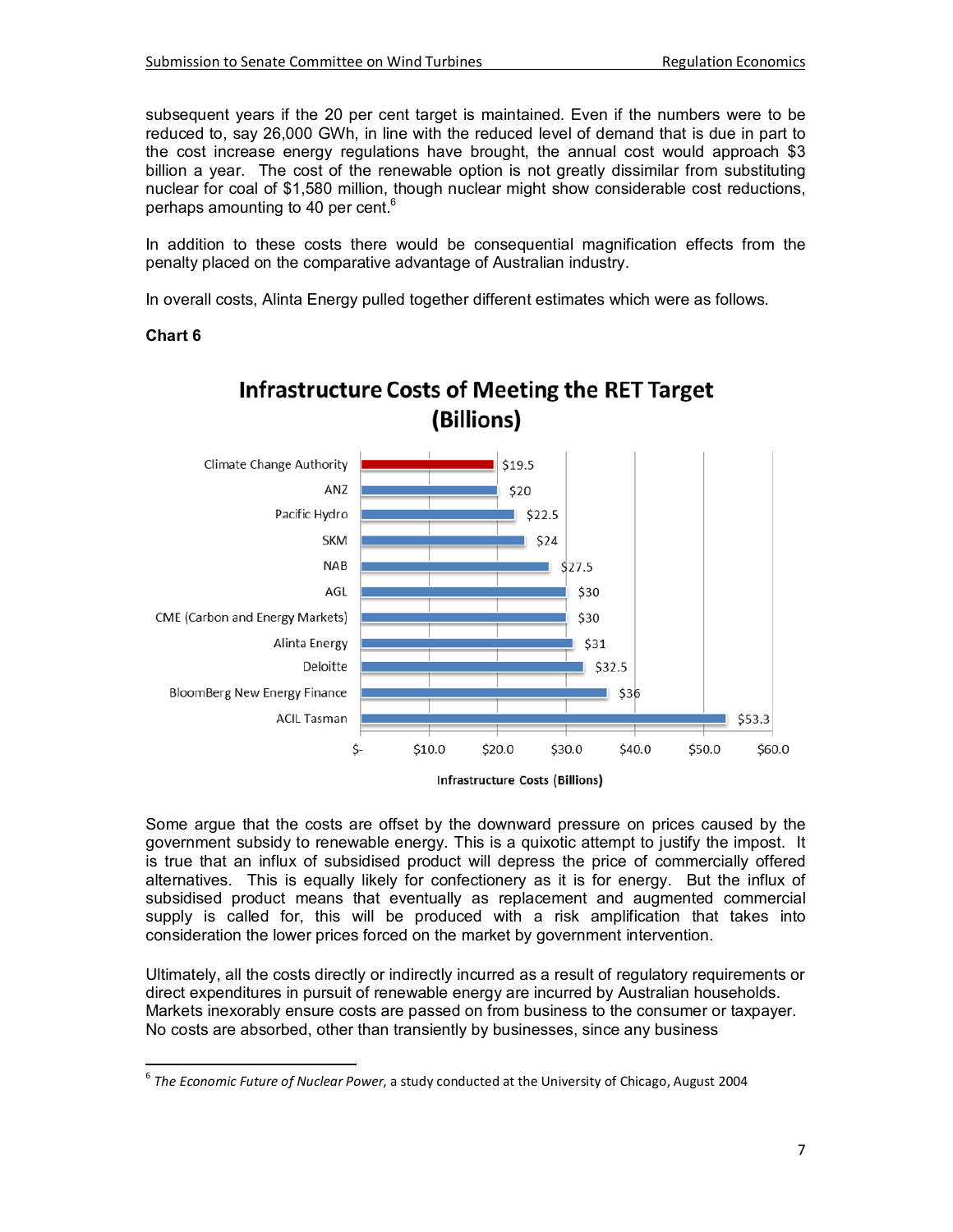subsequent years if the 20 per cent target is maintained. Even if the numbers were to be reduced to, say 26,000 GWh, in line with the reduced level of demand that is due in part to the cost increase energy regulations have brought, the annual cost would approach $3 billion a year. The cost of the renewable option is not greatly dissimilar from substituting nuclear for coal of $1,580 million, though nuclear might show considerable cost reductions, perhaps amounting to 40 per cent.[6]

In addition to these costs there would be consequential magnification effects from the penalty placed on the comparative advantage of Australian industry.

In overall costs, Alinta Energy pulled together different estimates which were as follows.

**Chart 6**

**Infrastructure Costs of Meeting the RET Target (Billions)**

| Source | Infrastructure Costs (Billions) |
|---|---|
| Climate Change Authority | $19.5 |
| ANZ | $20 |
| Pacific Hydro | $22.5 |
| SKM | $24 |
| NAB | $27.5 |
| AGL | $30 |
| CME (Carbon and Energy Markets) | $30 |
| Alinta Energy | $31 |
| Deloitte | $32.5 |
| BloomBerg New Energy Finance | $36 |
| ACIL Tasman | $53.3 |

Some argue that the costs are offset by the downward pressure on prices caused by the government subsidy to renewable energy. This is a quixotic attempt to justify the impost. It is true that an influx of subsidised product will depress the price of commercially offered alternatives. This is equally likely for confectionery as it is for energy. But the influx of subsidised product means that eventually as replacement and augmented commercial supply is called for, this will be produced with a risk amplification that takes into consideration the lower prices forced on the market by government intervention.

Ultimately, all the costs directly or indirectly incurred as a result of regulatory requirements or direct expenditures in pursuit of renewable energy are incurred by Australian households. Markets inexorably ensure costs are passed on from business to the consumer or taxpayer. No costs are absorbed, other than transiently by businesses, since any business

[6] *The Economic Future of Nuclear Power*, a study conducted at the University of Chicago, August 2004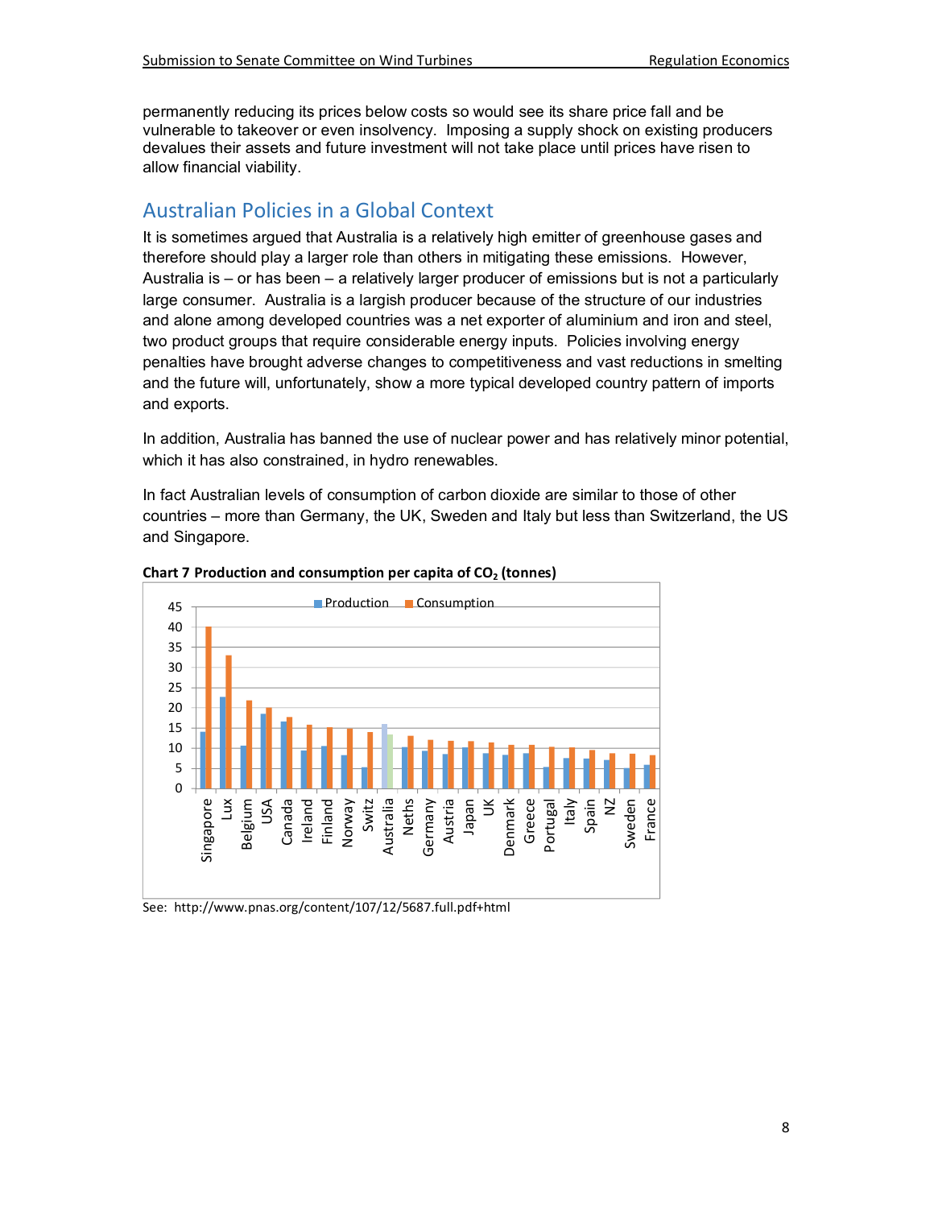permanently reducing its prices below costs so would see its share price fall and be vulnerable to takeover or even insolvency. Imposing a supply shock on existing producers devalues their assets and future investment will not take place until prices have risen to allow financial viability.

## Australian Policies in a Global Context

It is sometimes argued that Australia is a relatively high emitter of greenhouse gases and therefore should play a larger role than others in mitigating these emissions. However, Australia is – or has been – a relatively larger producer of emissions but is not a particularly large consumer. Australia is a largish producer because of the structure of our industries and alone among developed countries was a net exporter of aluminium and iron and steel, two product groups that require considerable energy inputs. Policies involving energy penalties have brought adverse changes to competitiveness and vast reductions in smelting and the future will, unfortunately, show a more typical developed country pattern of imports and exports.

In addition, Australia has banned the use of nuclear power and has relatively minor potential, which it has also constrained, in hydro renewables.

In fact Australian levels of consumption of carbon dioxide are similar to those of other countries – more than Germany, the UK, Sweden and Italy but less than Switzerland, the US and Singapore.

**Chart 7 Production and consumption per capita of $CO_2$ (tonnes)**

See: http://www.pnas.org/content/107/12/5687.full.pdf+html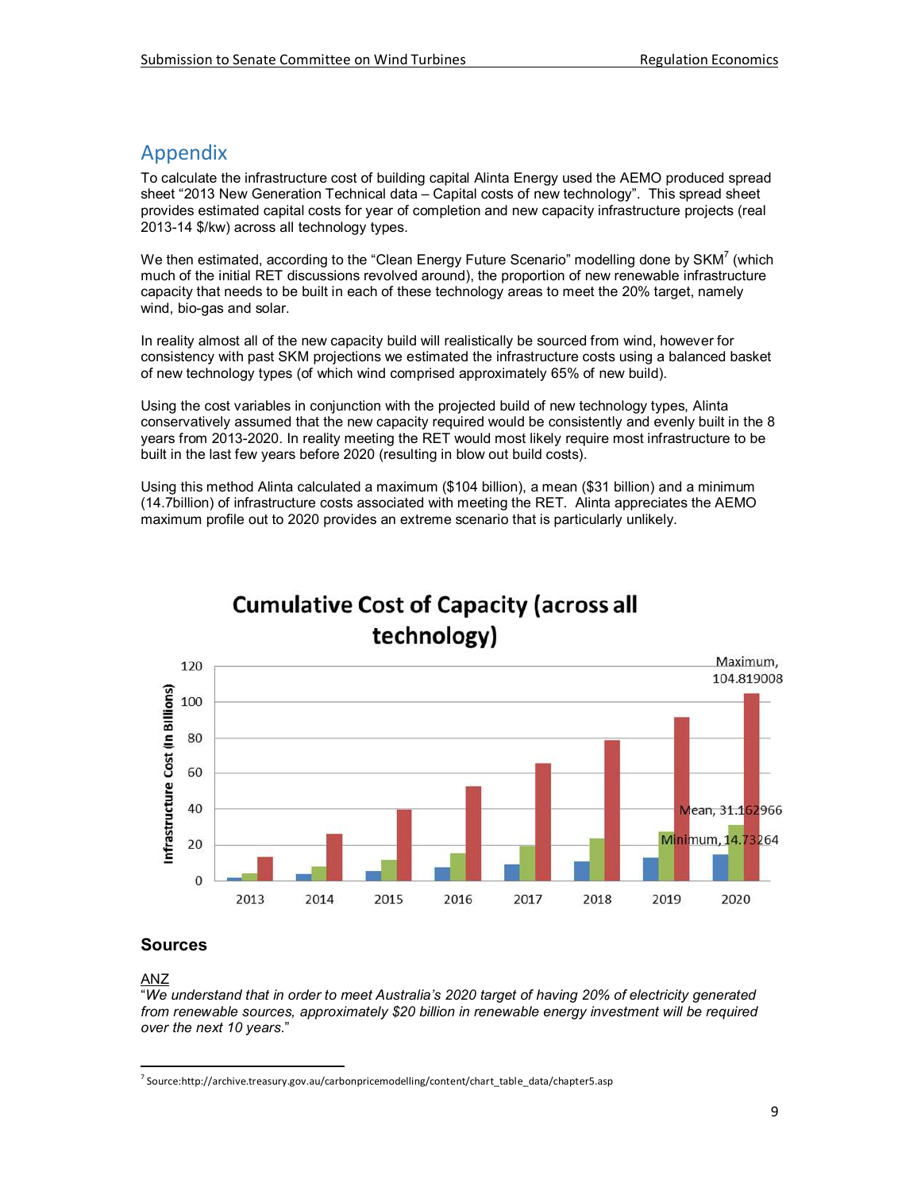## Appendix

To calculate the infrastructure cost of building capital Alinta Energy used the AEMO produced spread sheet "2013 New Generation Technical data – Capital costs of new technology". This spread sheet provides estimated capital costs for year of completion and new capacity infrastructure projects (real 2013-14 $/kw) across all technology types.

We then estimated, according to the "Clean Energy Future Scenario" modelling done by SKM[7] (which much of the initial RET discussions revolved around), the proportion of new renewable infrastructure capacity that needs to be built in each of these technology areas to meet the 20% target, namely wind, bio-gas and solar.

In reality almost all of the new capacity build will realistically be sourced from wind, however for consistency with past SKM projections we estimated the infrastructure costs using a balanced basket of new technology types (of which wind comprised approximately 65% of new build).

Using the cost variables in conjunction with the projected build of new technology types, Alinta conservatively assumed that the new capacity required would be consistently and evenly built in the 8 years from 2013-2020. In reality meeting the RET would most likely require most infrastructure to be built in the last few years before 2020 (resulting in blow out build costs).

Using this method Alinta calculated a maximum ($104 billion), a mean ($31 billion) and a minimum (14.7billion) of infrastructure costs associated with meeting the RET. Alinta appreciates the AEMO maximum profile out to 2020 provides an extreme scenario that is particularly unlikely.

**Cumulative Cost of Capacity (across all technology)**

Infrastructure Cost (In Billions), 2013–2020. Maximum, 104.819008; Mean, 31.162966; Minimum, 14.73264

### Sources

ANZ

"*We understand that in order to meet Australia's 2020 target of having 20% of electricity generated from renewable sources, approximately $20 billion in renewable energy investment will be required over the next 10 years.*"

---

[7] Source:http://archive.treasury.gov.au/carbonpricemodelling/content/chart_table_data/chapter5.asp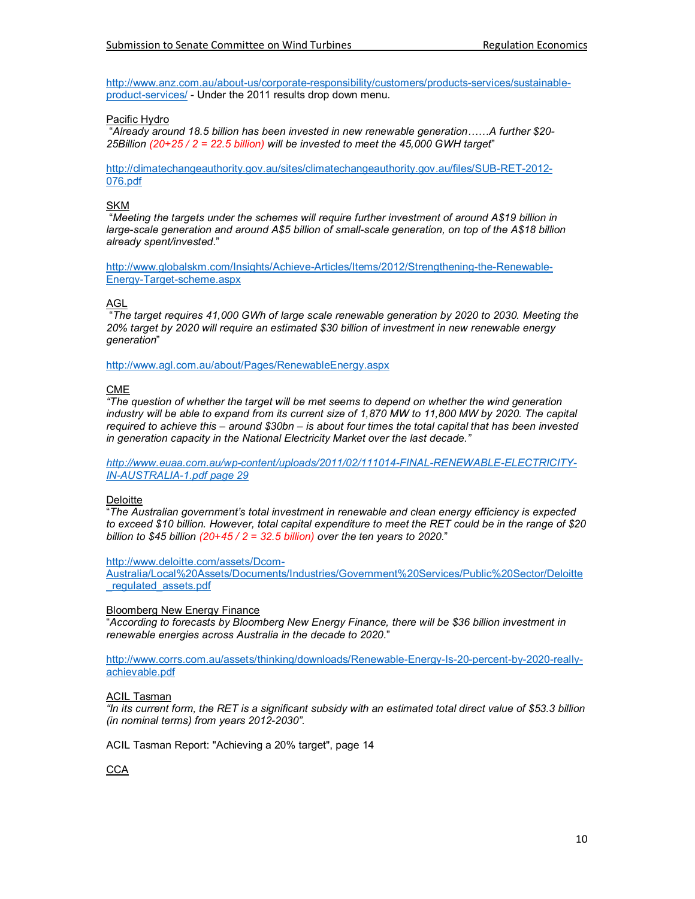http://www.anz.com.au/about-us/corporate-responsibility/customers/products-services/sustainable-product-services/ - Under the 2011 results drop down menu.

Pacific Hydro

"*Already around 18.5 billion has been invested in new renewable generation……A further $20-25Billion (20+25 / 2 = 22.5 billion) will be invested to meet the 45,000 GWH target*"

http://climatechangeauthority.gov.au/sites/climatechangeauthority.gov.au/files/SUB-RET-2012-076.pdf

SKM

"*Meeting the targets under the schemes will require further investment of around A$19 billion in large-scale generation and around A$5 billion of small-scale generation, on top of the A$18 billion already spent/invested*."

http://www.globalskm.com/Insights/Achieve-Articles/Items/2012/Strengthening-the-Renewable-Energy-Target-scheme.aspx

AGL

"*The target requires 41,000 GWh of large scale renewable generation by 2020 to 2030. Meeting the 20% target by 2020 will require an estimated $30 billion of investment in new renewable energy generation*"

http://www.agl.com.au/about/Pages/RenewableEnergy.aspx

CME

*"The question of whether the target will be met seems to depend on whether the wind generation industry will be able to expand from its current size of 1,870 MW to 11,800 MW by 2020. The capital required to achieve this – around $30bn – is about four times the total capital that has been invested in generation capacity in the National Electricity Market over the last decade."*

*http://www.euaa.com.au/wp-content/uploads/2011/02/111014-FINAL-RENEWABLE-ELECTRICITY-IN-AUSTRALIA-1.pdf page 29*

Deloitte

"*The Australian government's total investment in renewable and clean energy efficiency is expected to exceed $10 billion. However, total capital expenditure to meet the RET could be in the range of $20 billion to $45 billion (20+45 / 2 = 32.5 billion) over the ten years to 2020*."

http://www.deloitte.com/assets/Dcom-Australia/Local%20Assets/Documents/Industries/Government%20Services/Public%20Sector/Deloitte_regulated_assets.pdf

Bloomberg New Energy Finance

"*According to forecasts by Bloomberg New Energy Finance, there will be $36 billion investment in renewable energies across Australia in the decade to 2020*."

http://www.corrs.com.au/assets/thinking/downloads/Renewable-Energy-Is-20-percent-by-2020-really-achievable.pdf

ACIL Tasman

*"In its current form, the RET is a significant subsidy with an estimated total direct value of $53.3 billion (in nominal terms) from years 2012-2030".*

ACIL Tasman Report: "Achieving a 20% target", page 14

CCA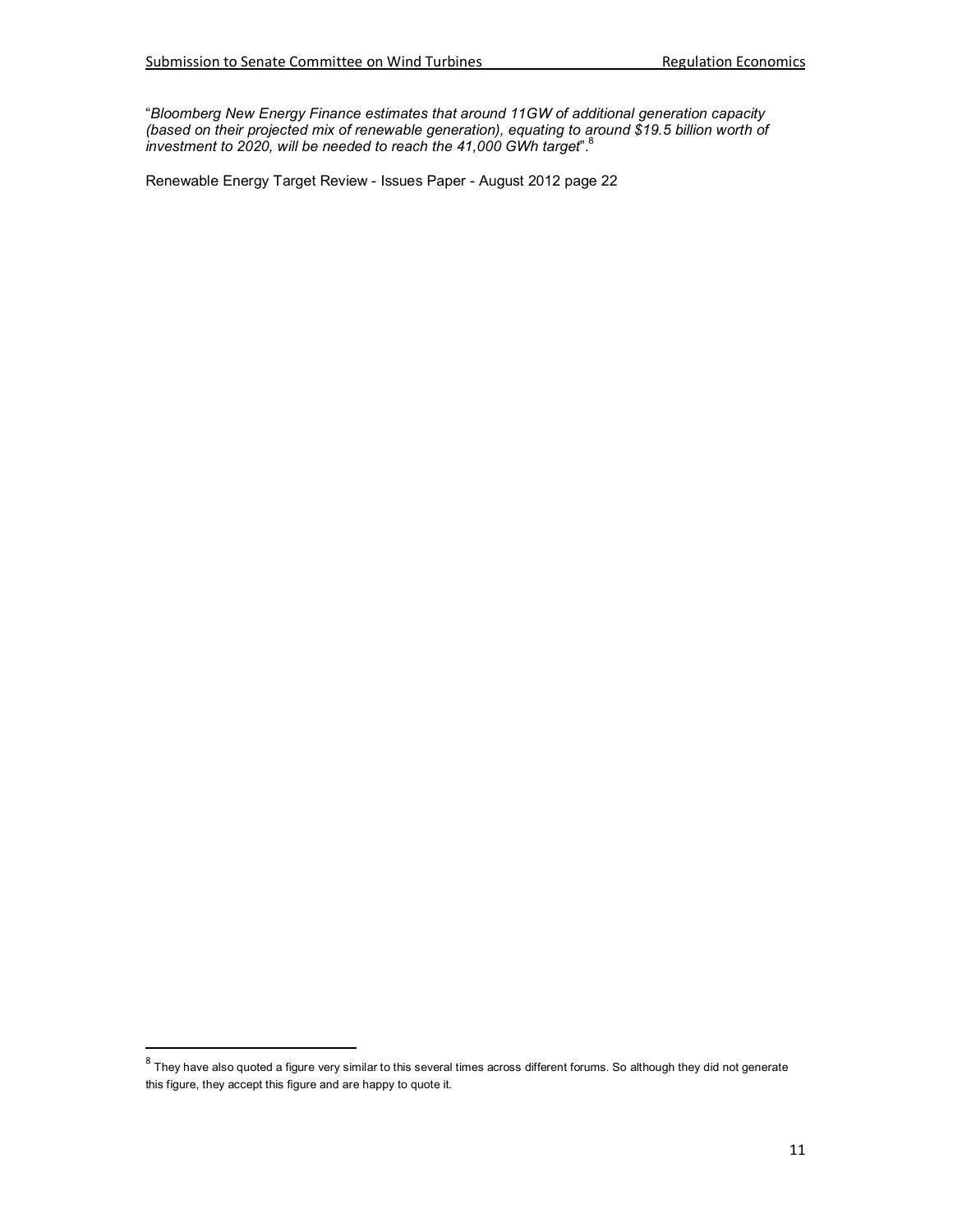"*Bloomberg New Energy Finance estimates that around 11GW of additional generation capacity (based on their projected mix of renewable generation), equating to around $19.5 billion worth of investment to 2020, will be needed to reach the 41,000 GWh target*".[8]

Renewable Energy Target Review - Issues Paper - August 2012 page 22

[8] They have also quoted a figure very similar to this several times across different forums. So although they did not generate this figure, they accept this figure and are happy to quote it.